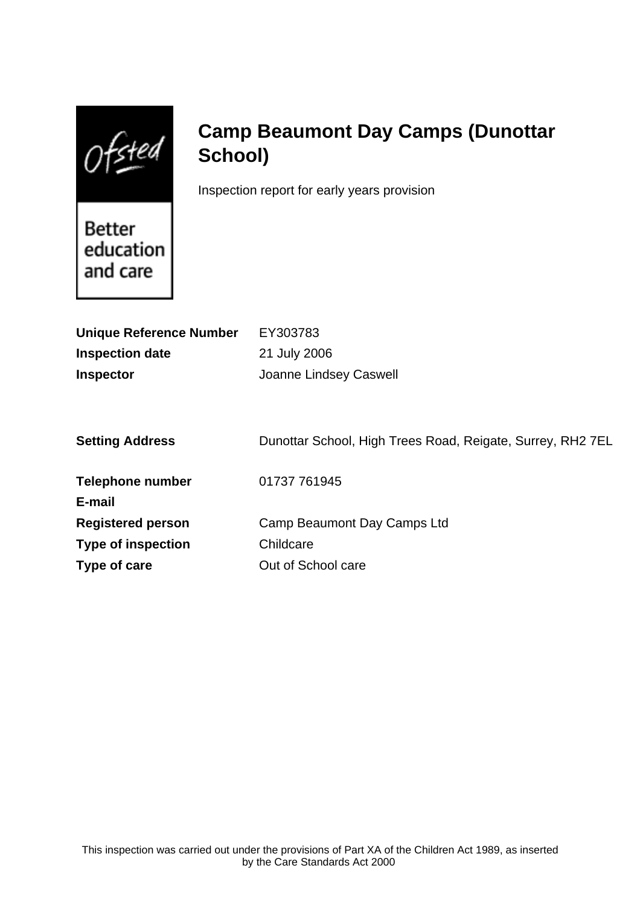Ofsted

Better education and care

# Camp Beaumont Day Camps (Dunottar School)

Inspection report for early years provision

| | |
|---|---|
| **Unique Reference Number** | EY303783 |
| **Inspection date** | 21 July 2006 |
| **Inspector** | Joanne Lindsey Caswell |
| | |
| **Setting Address** | Dunottar School, High Trees Road, Reigate, Surrey, RH2 7EL |
| | |
| **Telephone number** | 01737 761945 |
| **E-mail** | |
| **Registered person** | Camp Beaumont Day Camps Ltd |
| **Type of inspection** | Childcare |
| **Type of care** | Out of School care |

This inspection was carried out under the provisions of Part XA of the Children Act 1989, as inserted by the Care Standards Act 2000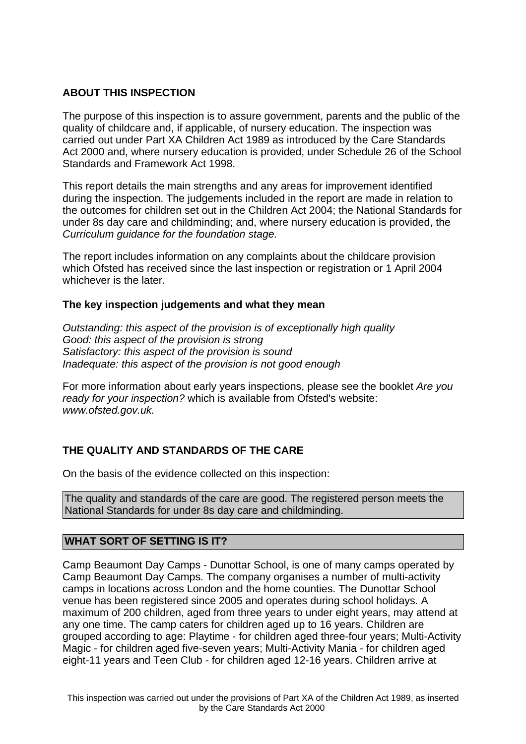## ABOUT THIS INSPECTION

The purpose of this inspection is to assure government, parents and the public of the quality of childcare and, if applicable, of nursery education. The inspection was carried out under Part XA Children Act 1989 as introduced by the Care Standards Act 2000 and, where nursery education is provided, under Schedule 26 of the School Standards and Framework Act 1998.

This report details the main strengths and any areas for improvement identified during the inspection. The judgements included in the report are made in relation to the outcomes for children set out in the Children Act 2004; the National Standards for under 8s day care and childminding; and, where nursery education is provided, the *Curriculum guidance for the foundation stage.*

The report includes information on any complaints about the childcare provision which Ofsted has received since the last inspection or registration or 1 April 2004 whichever is the later.

### The key inspection judgements and what they mean

*Outstanding: this aspect of the provision is of exceptionally high quality*
*Good: this aspect of the provision is strong*
*Satisfactory: this aspect of the provision is sound*
*Inadequate: this aspect of the provision is not good enough*

For more information about early years inspections, please see the booklet *Are you ready for your inspection?* which is available from Ofsted's website: *www.ofsted.gov.uk.*

## THE QUALITY AND STANDARDS OF THE CARE

On the basis of the evidence collected on this inspection:

The quality and standards of the care are good. The registered person meets the National Standards for under 8s day care and childminding.

## WHAT SORT OF SETTING IS IT?

Camp Beaumont Day Camps - Dunottar School, is one of many camps operated by Camp Beaumont Day Camps. The company organises a number of multi-activity camps in locations across London and the home counties. The Dunottar School venue has been registered since 2005 and operates during school holidays. A maximum of 200 children, aged from three years to under eight years, may attend at any one time. The camp caters for children aged up to 16 years. Children are grouped according to age: Playtime - for children aged three-four years; Multi-Activity Magic - for children aged five-seven years; Multi-Activity Mania - for children aged eight-11 years and Teen Club - for children aged 12-16 years. Children arrive at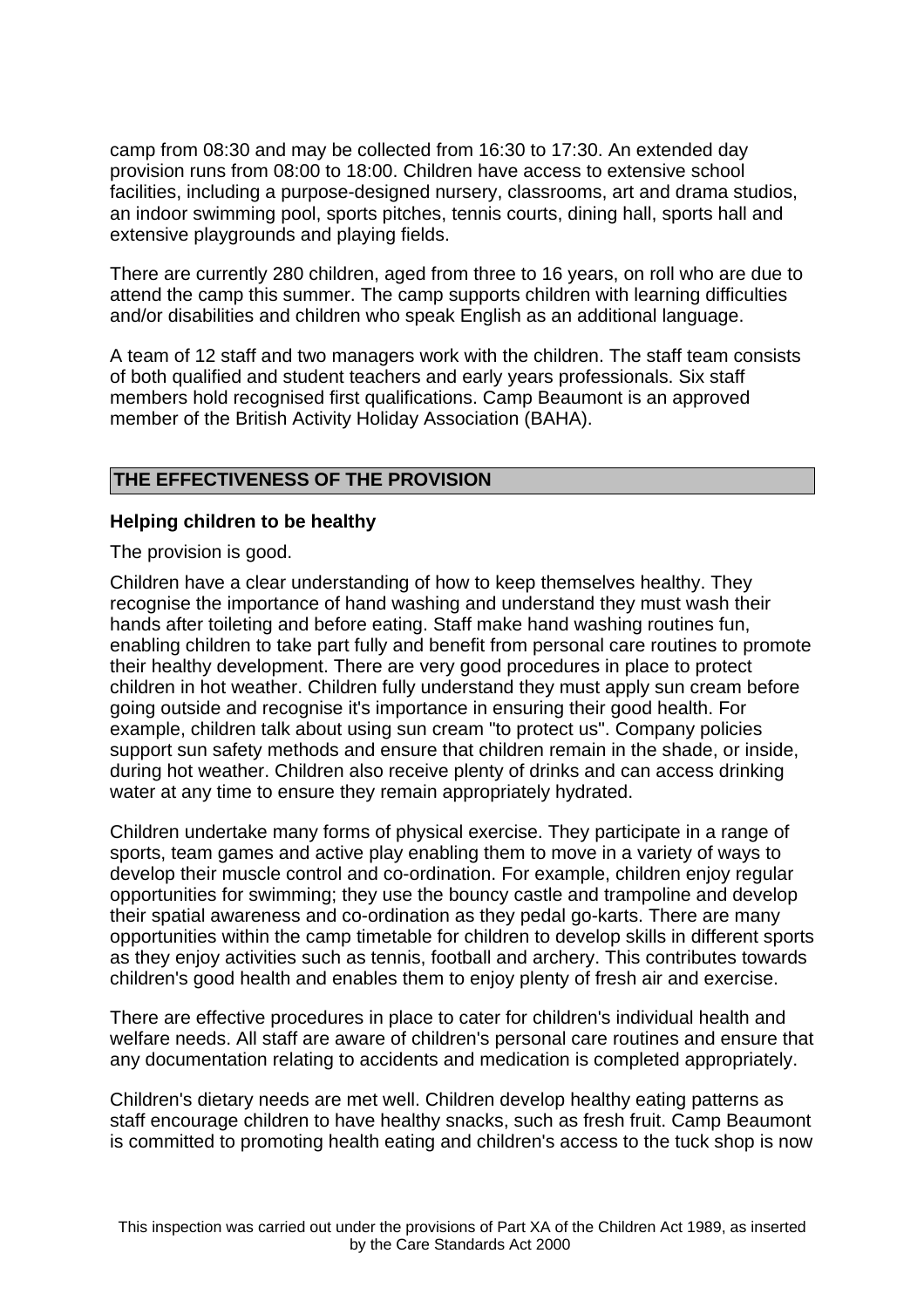camp from 08:30 and may be collected from 16:30 to 17:30. An extended day provision runs from 08:00 to 18:00. Children have access to extensive school facilities, including a purpose-designed nursery, classrooms, art and drama studios, an indoor swimming pool, sports pitches, tennis courts, dining hall, sports hall and extensive playgrounds and playing fields.

There are currently 280 children, aged from three to 16 years, on roll who are due to attend the camp this summer. The camp supports children with learning difficulties and/or disabilities and children who speak English as an additional language.

A team of 12 staff and two managers work with the children. The staff team consists of both qualified and student teachers and early years professionals. Six staff members hold recognised first qualifications. Camp Beaumont is an approved member of the British Activity Holiday Association (BAHA).

## THE EFFECTIVENESS OF THE PROVISION

### Helping children to be healthy

The provision is good.

Children have a clear understanding of how to keep themselves healthy. They recognise the importance of hand washing and understand they must wash their hands after toileting and before eating. Staff make hand washing routines fun, enabling children to take part fully and benefit from personal care routines to promote their healthy development. There are very good procedures in place to protect children in hot weather. Children fully understand they must apply sun cream before going outside and recognise it's importance in ensuring their good health. For example, children talk about using sun cream "to protect us". Company policies support sun safety methods and ensure that children remain in the shade, or inside, during hot weather. Children also receive plenty of drinks and can access drinking water at any time to ensure they remain appropriately hydrated.

Children undertake many forms of physical exercise. They participate in a range of sports, team games and active play enabling them to move in a variety of ways to develop their muscle control and co-ordination. For example, children enjoy regular opportunities for swimming; they use the bouncy castle and trampoline and develop their spatial awareness and co-ordination as they pedal go-karts. There are many opportunities within the camp timetable for children to develop skills in different sports as they enjoy activities such as tennis, football and archery. This contributes towards children's good health and enables them to enjoy plenty of fresh air and exercise.

There are effective procedures in place to cater for children's individual health and welfare needs. All staff are aware of children's personal care routines and ensure that any documentation relating to accidents and medication is completed appropriately.

Children's dietary needs are met well. Children develop healthy eating patterns as staff encourage children to have healthy snacks, such as fresh fruit. Camp Beaumont is committed to promoting health eating and children's access to the tuck shop is now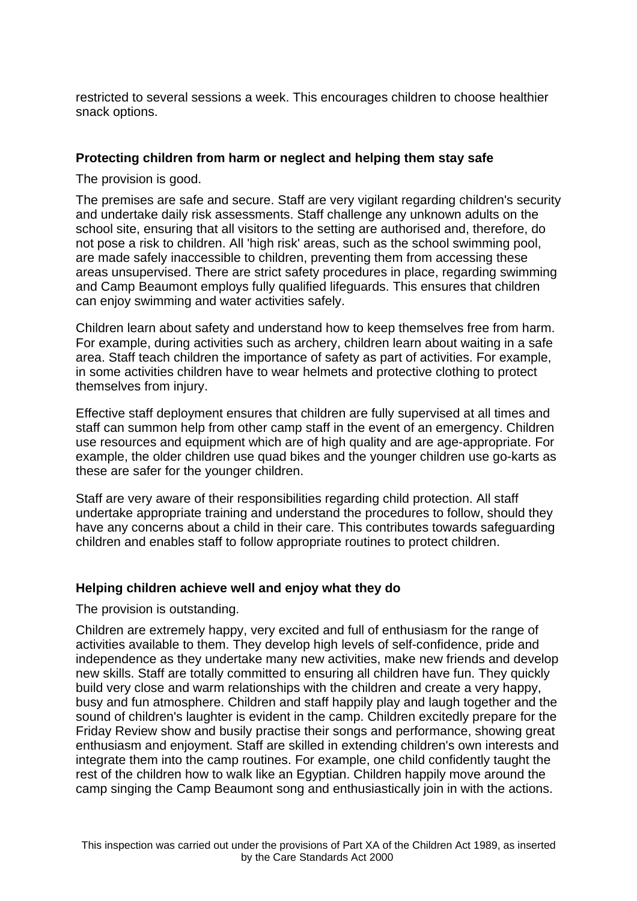restricted to several sessions a week. This encourages children to choose healthier snack options.

### Protecting children from harm or neglect and helping them stay safe

The provision is good.

The premises are safe and secure. Staff are very vigilant regarding children's security and undertake daily risk assessments. Staff challenge any unknown adults on the school site, ensuring that all visitors to the setting are authorised and, therefore, do not pose a risk to children. All 'high risk' areas, such as the school swimming pool, are made safely inaccessible to children, preventing them from accessing these areas unsupervised. There are strict safety procedures in place, regarding swimming and Camp Beaumont employs fully qualified lifeguards. This ensures that children can enjoy swimming and water activities safely.

Children learn about safety and understand how to keep themselves free from harm. For example, during activities such as archery, children learn about waiting in a safe area. Staff teach children the importance of safety as part of activities. For example, in some activities children have to wear helmets and protective clothing to protect themselves from injury.

Effective staff deployment ensures that children are fully supervised at all times and staff can summon help from other camp staff in the event of an emergency. Children use resources and equipment which are of high quality and are age-appropriate. For example, the older children use quad bikes and the younger children use go-karts as these are safer for the younger children.

Staff are very aware of their responsibilities regarding child protection. All staff undertake appropriate training and understand the procedures to follow, should they have any concerns about a child in their care. This contributes towards safeguarding children and enables staff to follow appropriate routines to protect children.

### Helping children achieve well and enjoy what they do

The provision is outstanding.

Children are extremely happy, very excited and full of enthusiasm for the range of activities available to them. They develop high levels of self-confidence, pride and independence as they undertake many new activities, make new friends and develop new skills. Staff are totally committed to ensuring all children have fun. They quickly build very close and warm relationships with the children and create a very happy, busy and fun atmosphere. Children and staff happily play and laugh together and the sound of children's laughter is evident in the camp. Children excitedly prepare for the Friday Review show and busily practise their songs and performance, showing great enthusiasm and enjoyment. Staff are skilled in extending children's own interests and integrate them into the camp routines. For example, one child confidently taught the rest of the children how to walk like an Egyptian. Children happily move around the camp singing the Camp Beaumont song and enthusiastically join in with the actions.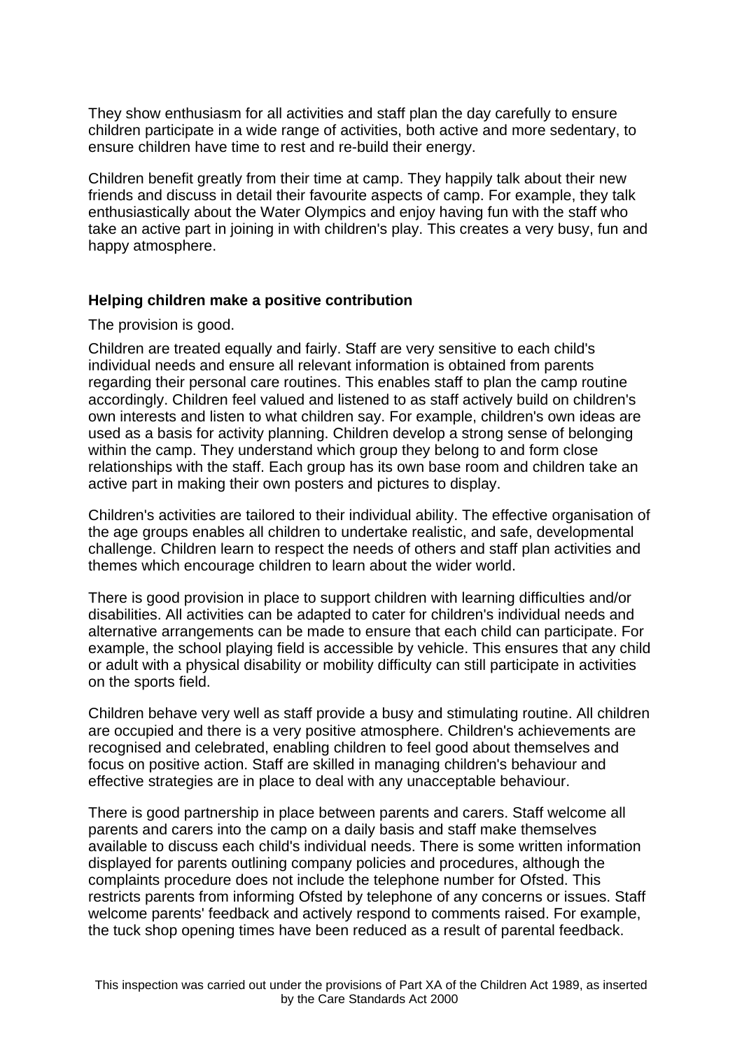They show enthusiasm for all activities and staff plan the day carefully to ensure children participate in a wide range of activities, both active and more sedentary, to ensure children have time to rest and re-build their energy.

Children benefit greatly from their time at camp. They happily talk about their new friends and discuss in detail their favourite aspects of camp. For example, they talk enthusiastically about the Water Olympics and enjoy having fun with the staff who take an active part in joining in with children's play. This creates a very busy, fun and happy atmosphere.

**Helping children make a positive contribution**

The provision is good.

Children are treated equally and fairly. Staff are very sensitive to each child's individual needs and ensure all relevant information is obtained from parents regarding their personal care routines. This enables staff to plan the camp routine accordingly. Children feel valued and listened to as staff actively build on children's own interests and listen to what children say. For example, children's own ideas are used as a basis for activity planning. Children develop a strong sense of belonging within the camp. They understand which group they belong to and form close relationships with the staff. Each group has its own base room and children take an active part in making their own posters and pictures to display.

Children's activities are tailored to their individual ability. The effective organisation of the age groups enables all children to undertake realistic, and safe, developmental challenge. Children learn to respect the needs of others and staff plan activities and themes which encourage children to learn about the wider world.

There is good provision in place to support children with learning difficulties and/or disabilities. All activities can be adapted to cater for children's individual needs and alternative arrangements can be made to ensure that each child can participate. For example, the school playing field is accessible by vehicle. This ensures that any child or adult with a physical disability or mobility difficulty can still participate in activities on the sports field.

Children behave very well as staff provide a busy and stimulating routine. All children are occupied and there is a very positive atmosphere. Children's achievements are recognised and celebrated, enabling children to feel good about themselves and focus on positive action. Staff are skilled in managing children's behaviour and effective strategies are in place to deal with any unacceptable behaviour.

There is good partnership in place between parents and carers. Staff welcome all parents and carers into the camp on a daily basis and staff make themselves available to discuss each child's individual needs. There is some written information displayed for parents outlining company policies and procedures, although the complaints procedure does not include the telephone number for Ofsted. This restricts parents from informing Ofsted by telephone of any concerns or issues. Staff welcome parents' feedback and actively respond to comments raised. For example, the tuck shop opening times have been reduced as a result of parental feedback.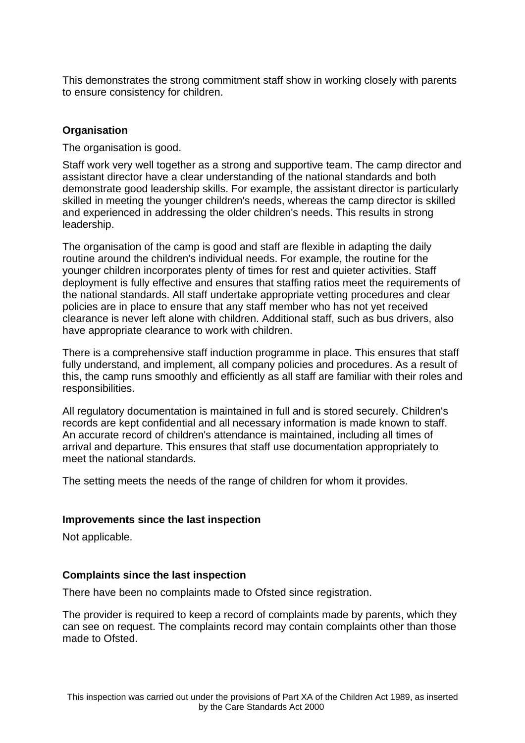This demonstrates the strong commitment staff show in working closely with parents to ensure consistency for children.

### Organisation

The organisation is good.

Staff work very well together as a strong and supportive team. The camp director and assistant director have a clear understanding of the national standards and both demonstrate good leadership skills. For example, the assistant director is particularly skilled in meeting the younger children's needs, whereas the camp director is skilled and experienced in addressing the older children's needs. This results in strong leadership.

The organisation of the camp is good and staff are flexible in adapting the daily routine around the children's individual needs. For example, the routine for the younger children incorporates plenty of times for rest and quieter activities. Staff deployment is fully effective and ensures that staffing ratios meet the requirements of the national standards. All staff undertake appropriate vetting procedures and clear policies are in place to ensure that any staff member who has not yet received clearance is never left alone with children. Additional staff, such as bus drivers, also have appropriate clearance to work with children.

There is a comprehensive staff induction programme in place. This ensures that staff fully understand, and implement, all company policies and procedures. As a result of this, the camp runs smoothly and efficiently as all staff are familiar with their roles and responsibilities.

All regulatory documentation is maintained in full and is stored securely. Children's records are kept confidential and all necessary information is made known to staff. An accurate record of children's attendance is maintained, including all times of arrival and departure. This ensures that staff use documentation appropriately to meet the national standards.

The setting meets the needs of the range of children for whom it provides.

### Improvements since the last inspection

Not applicable.

### Complaints since the last inspection

There have been no complaints made to Ofsted since registration.

The provider is required to keep a record of complaints made by parents, which they can see on request. The complaints record may contain complaints other than those made to Ofsted.

This inspection was carried out under the provisions of Part XA of the Children Act 1989, as inserted by the Care Standards Act 2000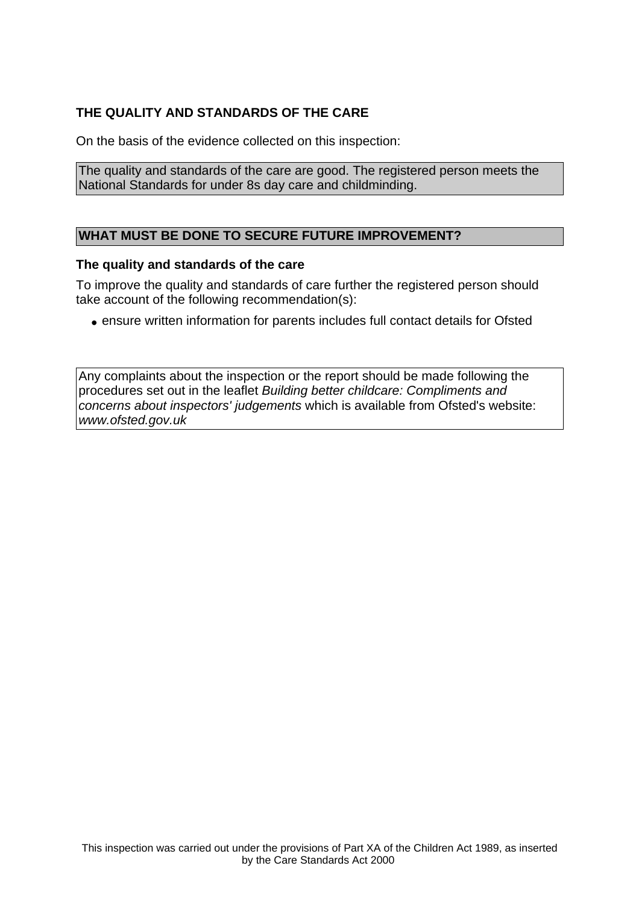## THE QUALITY AND STANDARDS OF THE CARE

On the basis of the evidence collected on this inspection:

The quality and standards of the care are good. The registered person meets the National Standards for under 8s day care and childminding.

## WHAT MUST BE DONE TO SECURE FUTURE IMPROVEMENT?

### The quality and standards of the care

To improve the quality and standards of care further the registered person should take account of the following recommendation(s):

- ensure written information for parents includes full contact details for Ofsted

Any complaints about the inspection or the report should be made following the procedures set out in the leaflet *Building better childcare: Compliments and concerns about inspectors' judgements* which is available from Ofsted's website: *www.ofsted.gov.uk*

This inspection was carried out under the provisions of Part XA of the Children Act 1989, as inserted by the Care Standards Act 2000